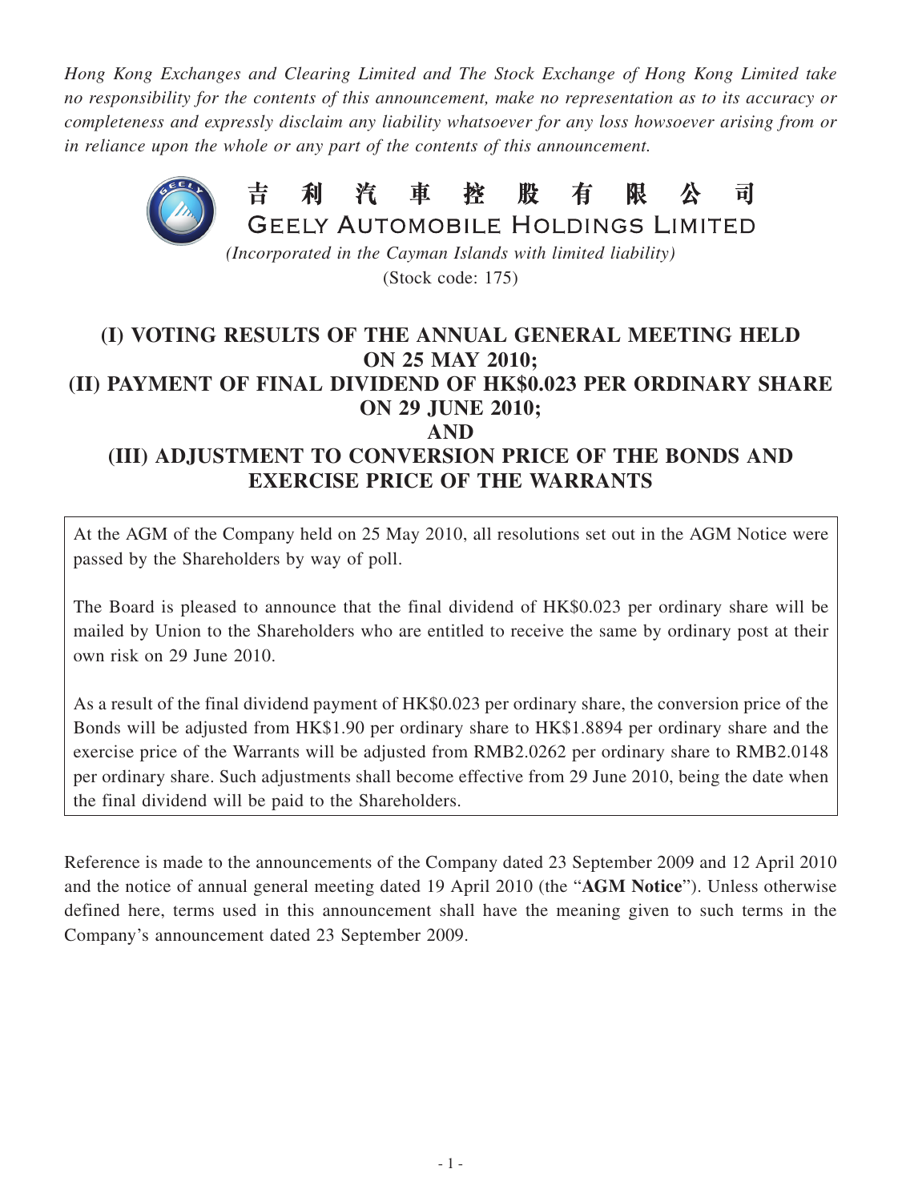*Hong Kong Exchanges and Clearing Limited and The Stock Exchange of Hong Kong Limited take no responsibility for the contents of this announcement, make no representation as to its accuracy or completeness and expressly disclaim any liability whatsoever for any loss howsoever arising from or in reliance upon the whole or any part of the contents of this announcement.*

**吉 利 汽 車 控 股 有 限 公 司**

**GEELY AUTOMOBILE HOLDINGS LIMITED**

*(Incorporated in the Cayman Islands with limited liability)*

(Stock code: 175)

# (I) VOTING RESULTS OF THE ANNUAL GENERAL MEETING HELD ON 25 MAY 2010; (II) PAYMENT OF FINAL DIVIDEND OF HK$0.023 PER ORDINARY SHARE ON 29 JUNE 2010; AND (III) ADJUSTMENT TO CONVERSION PRICE OF THE BONDS AND EXERCISE PRICE OF THE WARRANTS

At the AGM of the Company held on 25 May 2010, all resolutions set out in the AGM Notice were passed by the Shareholders by way of poll.

The Board is pleased to announce that the final dividend of HK$0.023 per ordinary share will be mailed by Union to the Shareholders who are entitled to receive the same by ordinary post at their own risk on 29 June 2010.

As a result of the final dividend payment of HK$0.023 per ordinary share, the conversion price of the Bonds will be adjusted from HK$1.90 per ordinary share to HK$1.8894 per ordinary share and the exercise price of the Warrants will be adjusted from RMB2.0262 per ordinary share to RMB2.0148 per ordinary share. Such adjustments shall become effective from 29 June 2010, being the date when the final dividend will be paid to the Shareholders.

Reference is made to the announcements of the Company dated 23 September 2009 and 12 April 2010 and the notice of annual general meeting dated 19 April 2010 (the "**AGM Notice**"). Unless otherwise defined here, terms used in this announcement shall have the meaning given to such terms in the Company's announcement dated 23 September 2009.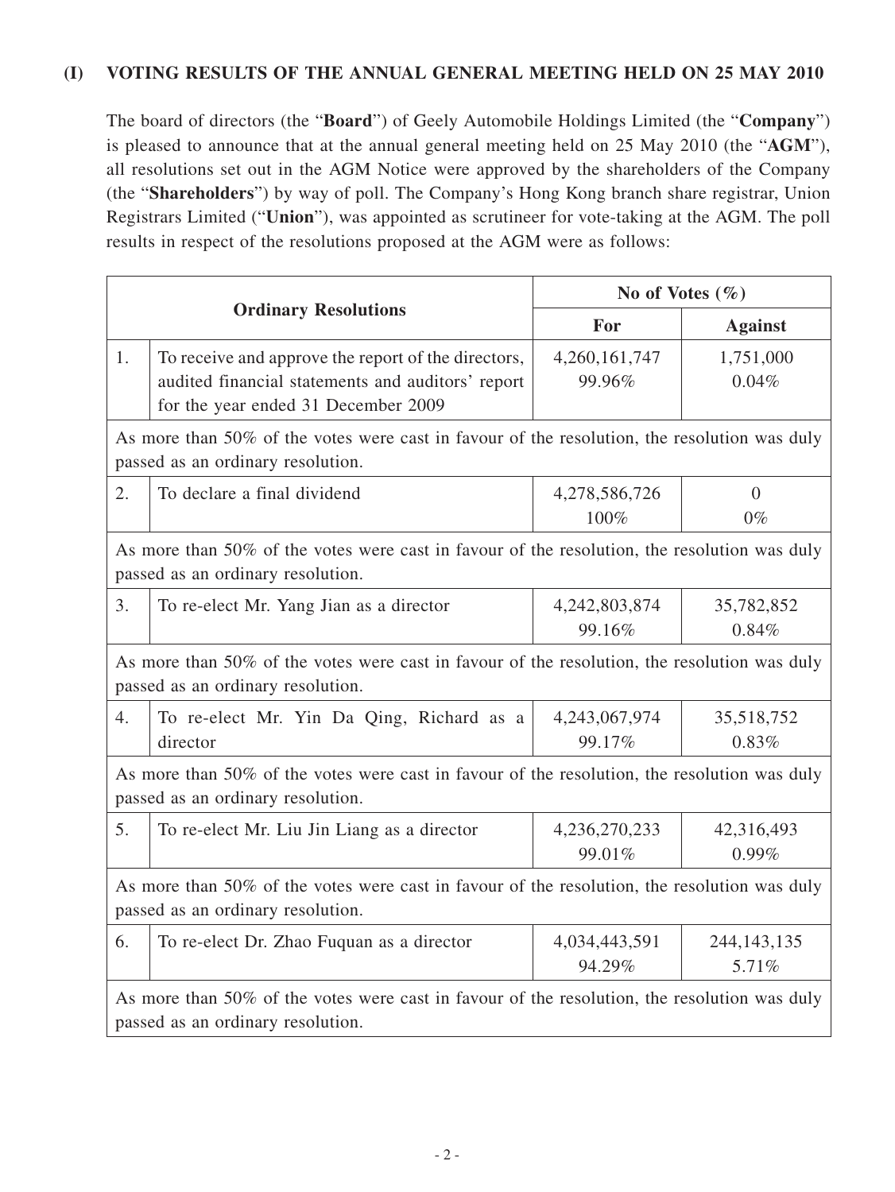## (I) VOTING RESULTS OF THE ANNUAL GENERAL MEETING HELD ON 25 MAY 2010

The board of directors (the "**Board**") of Geely Automobile Holdings Limited (the "**Company**") is pleased to announce that at the annual general meeting held on 25 May 2010 (the "**AGM**"), all resolutions set out in the AGM Notice were approved by the shareholders of the Company (the "**Shareholders**") by way of poll. The Company's Hong Kong branch share registrar, Union Registrars Limited ("**Union**"), was appointed as scrutineer for vote-taking at the AGM. The poll results in respect of the resolutions proposed at the AGM were as follows:

| Ordinary Resolutions | | No of Votes (%) | |
|---|---|---|---|
| | | **For** | **Against** |
| 1. | To receive and approve the report of the directors, audited financial statements and auditors' report for the year ended 31 December 2009 | 4,260,161,747<br>99.96% | 1,751,000<br>0.04% |
| As more than 50% of the votes were cast in favour of the resolution, the resolution was duly passed as an ordinary resolution. | | | |
| 2. | To declare a final dividend | 4,278,586,726<br>100% | 0<br>0% |
| As more than 50% of the votes were cast in favour of the resolution, the resolution was duly passed as an ordinary resolution. | | | |
| 3. | To re-elect Mr. Yang Jian as a director | 4,242,803,874<br>99.16% | 35,782,852<br>0.84% |
| As more than 50% of the votes were cast in favour of the resolution, the resolution was duly passed as an ordinary resolution. | | | |
| 4. | To re-elect Mr. Yin Da Qing, Richard as a director | 4,243,067,974<br>99.17% | 35,518,752<br>0.83% |
| As more than 50% of the votes were cast in favour of the resolution, the resolution was duly passed as an ordinary resolution. | | | |
| 5. | To re-elect Mr. Liu Jin Liang as a director | 4,236,270,233<br>99.01% | 42,316,493<br>0.99% |
| As more than 50% of the votes were cast in favour of the resolution, the resolution was duly passed as an ordinary resolution. | | | |
| 6. | To re-elect Dr. Zhao Fuquan as a director | 4,034,443,591<br>94.29% | 244,143,135<br>5.71% |
| As more than 50% of the votes were cast in favour of the resolution, the resolution was duly passed as an ordinary resolution. | | | |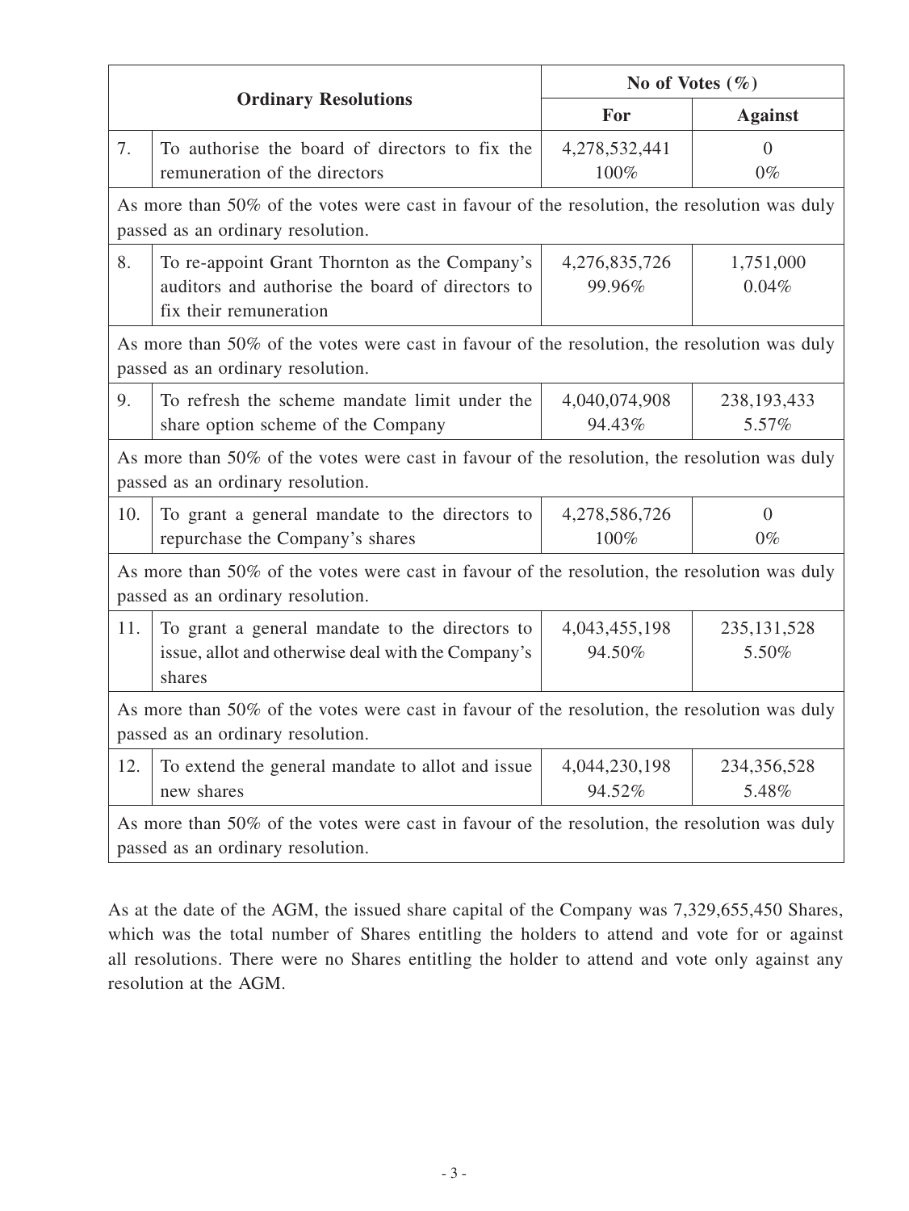| Ordinary Resolutions | | No of Votes (%) | |
|---|---|---|---|
| | | For | Against |
| 7. | To authorise the board of directors to fix the remuneration of the directors | 4,278,532,441<br>100% | 0<br>0% |
| As more than 50% of the votes were cast in favour of the resolution, the resolution was duly passed as an ordinary resolution. | | | |
| 8. | To re-appoint Grant Thornton as the Company's auditors and authorise the board of directors to fix their remuneration | 4,276,835,726<br>99.96% | 1,751,000<br>0.04% |
| As more than 50% of the votes were cast in favour of the resolution, the resolution was duly passed as an ordinary resolution. | | | |
| 9. | To refresh the scheme mandate limit under the share option scheme of the Company | 4,040,074,908<br>94.43% | 238,193,433<br>5.57% |
| As more than 50% of the votes were cast in favour of the resolution, the resolution was duly passed as an ordinary resolution. | | | |
| 10. | To grant a general mandate to the directors to repurchase the Company's shares | 4,278,586,726<br>100% | 0<br>0% |
| As more than 50% of the votes were cast in favour of the resolution, the resolution was duly passed as an ordinary resolution. | | | |
| 11. | To grant a general mandate to the directors to issue, allot and otherwise deal with the Company's shares | 4,043,455,198<br>94.50% | 235,131,528<br>5.50% |
| As more than 50% of the votes were cast in favour of the resolution, the resolution was duly passed as an ordinary resolution. | | | |
| 12. | To extend the general mandate to allot and issue new shares | 4,044,230,198<br>94.52% | 234,356,528<br>5.48% |
| As more than 50% of the votes were cast in favour of the resolution, the resolution was duly passed as an ordinary resolution. | | | |

As at the date of the AGM, the issued share capital of the Company was 7,329,655,450 Shares, which was the total number of Shares entitling the holders to attend and vote for or against all resolutions. There were no Shares entitling the holder to attend and vote only against any resolution at the AGM.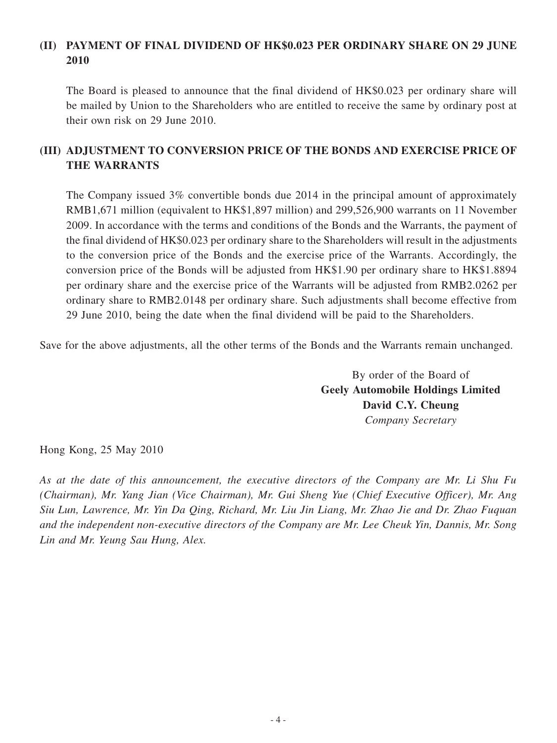## (II) PAYMENT OF FINAL DIVIDEND OF HK$0.023 PER ORDINARY SHARE ON 29 JUNE 2010

The Board is pleased to announce that the final dividend of HK$0.023 per ordinary share will be mailed by Union to the Shareholders who are entitled to receive the same by ordinary post at their own risk on 29 June 2010.

## (III) ADJUSTMENT TO CONVERSION PRICE OF THE BONDS AND EXERCISE PRICE OF THE WARRANTS

The Company issued 3% convertible bonds due 2014 in the principal amount of approximately RMB1,671 million (equivalent to HK$1,897 million) and 299,526,900 warrants on 11 November 2009. In accordance with the terms and conditions of the Bonds and the Warrants, the payment of the final dividend of HK$0.023 per ordinary share to the Shareholders will result in the adjustments to the conversion price of the Bonds and the exercise price of the Warrants. Accordingly, the conversion price of the Bonds will be adjusted from HK$1.90 per ordinary share to HK$1.8894 per ordinary share and the exercise price of the Warrants will be adjusted from RMB2.0262 per ordinary share to RMB2.0148 per ordinary share. Such adjustments shall become effective from 29 June 2010, being the date when the final dividend will be paid to the Shareholders.

Save for the above adjustments, all the other terms of the Bonds and the Warrants remain unchanged.

By order of the Board of
**Geely Automobile Holdings Limited**
**David C.Y. Cheung**
*Company Secretary*

Hong Kong, 25 May 2010

*As at the date of this announcement, the executive directors of the Company are Mr. Li Shu Fu (Chairman), Mr. Yang Jian (Vice Chairman), Mr. Gui Sheng Yue (Chief Executive Officer), Mr. Ang Siu Lun, Lawrence, Mr. Yin Da Qing, Richard, Mr. Liu Jin Liang, Mr. Zhao Jie and Dr. Zhao Fuquan and the independent non-executive directors of the Company are Mr. Lee Cheuk Yin, Dannis, Mr. Song Lin and Mr. Yeung Sau Hung, Alex.*